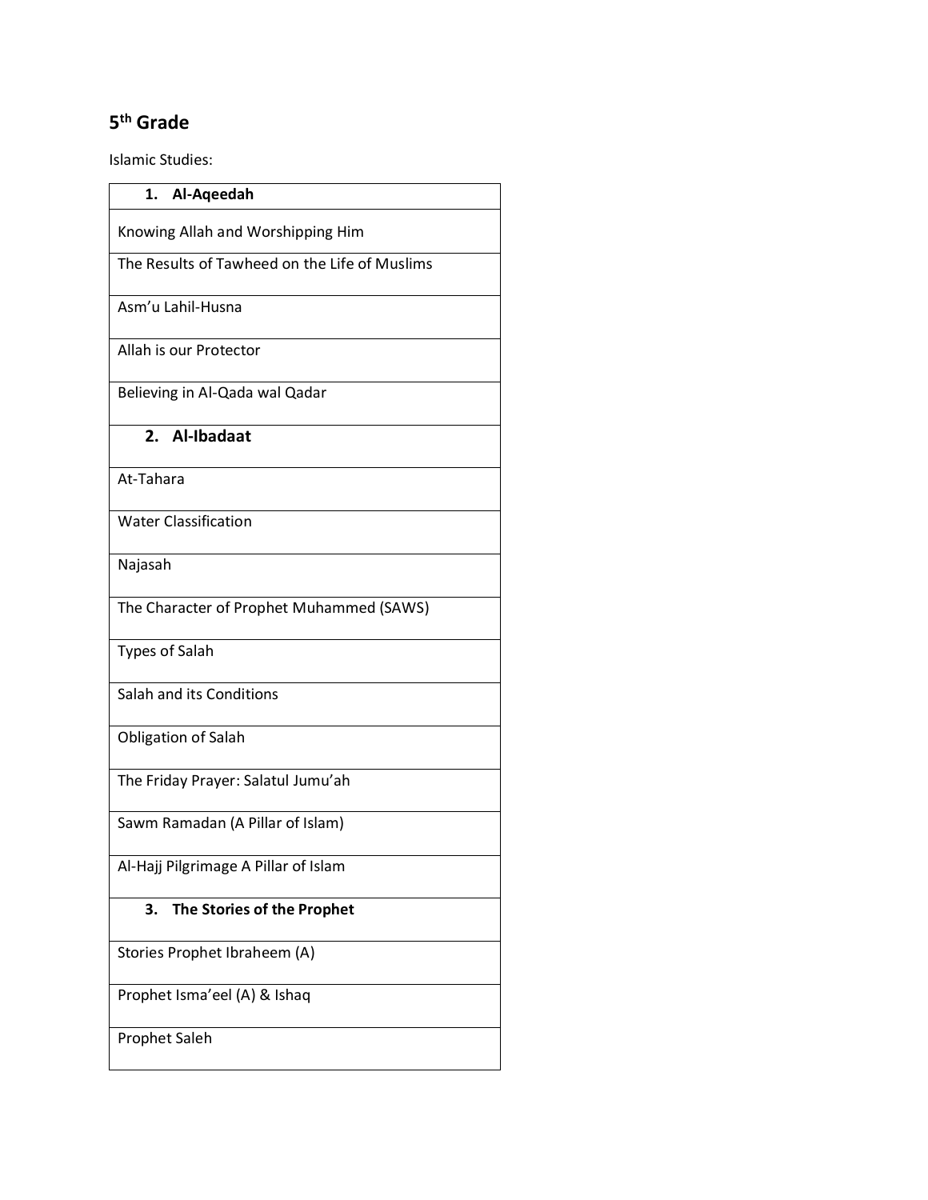## 5th Grade

Islamic Studies:

| **1. Al-Aqeedah** |
|---|
| Knowing Allah and Worshipping Him |
| The Results of Tawheed on the Life of Muslims |
| Asm’u Lahil-Husna |
| Allah is our Protector |
| Believing in Al-Qada wal Qadar |
| **2. Al-Ibadaat** |
| At-Tahara |
| Water Classification |
| Najasah |
| The Character of Prophet Muhammed (SAWS) |
| Types of Salah |
| Salah and its Conditions |
| Obligation of Salah |
| The Friday Prayer: Salatul Jumu’ah |
| Sawm Ramadan (A Pillar of Islam) |
| Al-Hajj Pilgrimage A Pillar of Islam |
| **3. The Stories of the Prophet** |
| Stories Prophet Ibraheem (A) |
| Prophet Isma’eel (A) & Ishaq |
| Prophet Saleh |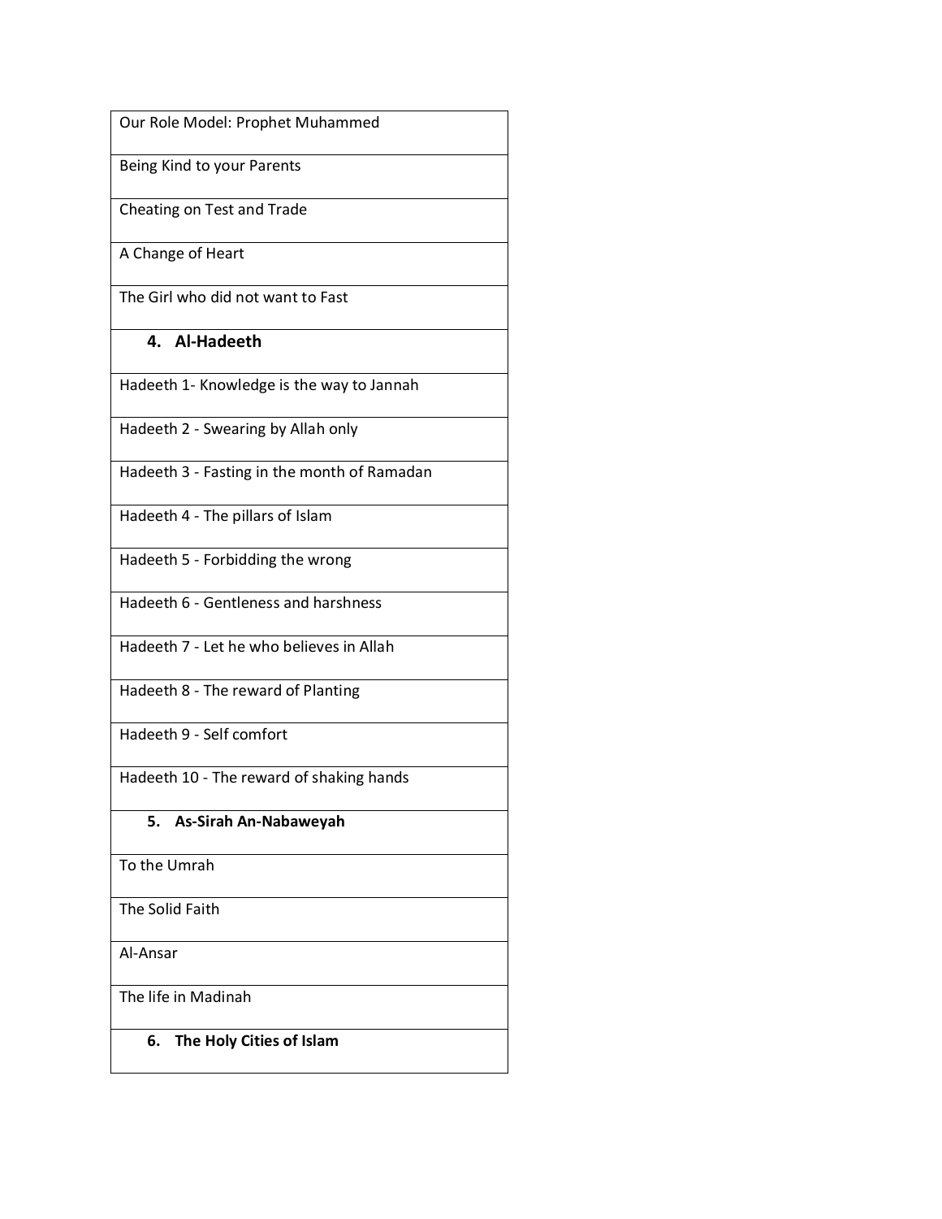| Our Role Model: Prophet Muhammed |
| --- |
| Being Kind to your Parents |
| Cheating on Test and Trade |
| A Change of Heart |
| The Girl who did not want to Fast |
| **4. Al-Hadeeth** |
| Hadeeth 1- Knowledge is the way to Jannah |
| Hadeeth 2 - Swearing by Allah only |
| Hadeeth 3 - Fasting in the month of Ramadan |
| Hadeeth 4 - The pillars of Islam |
| Hadeeth 5 - Forbidding the wrong |
| Hadeeth 6 - Gentleness and harshness |
| Hadeeth 7 - Let he who believes in Allah |
| Hadeeth 8 - The reward of Planting |
| Hadeeth 9 - Self comfort |
| Hadeeth 10 - The reward of shaking hands |
| **5. As-Sirah An-Nabaweyah** |
| To the Umrah |
| The Solid Faith |
| Al-Ansar |
| The life in Madinah |
| **6. The Holy Cities of Islam** |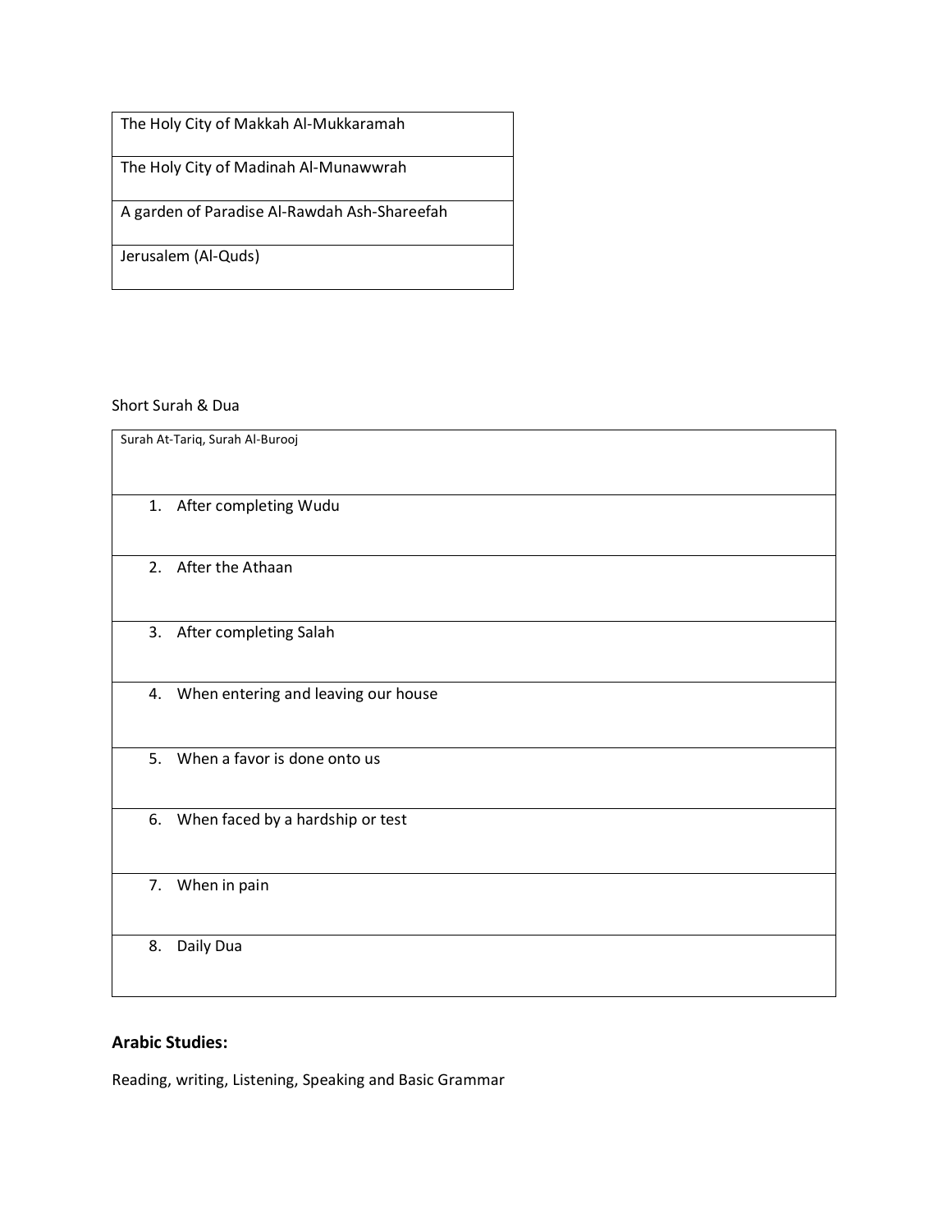| |
|---|
| The Holy City of Makkah Al-Mukkaramah |
| The Holy City of Madinah Al-Munawwrah |
| A garden of Paradise Al-Rawdah Ash-Shareefah |
| Jerusalem (Al-Quds) |

Short Surah & Dua

| |
|---|
| Surah At-Tariq, Surah Al-Burooj |
| 1. After completing Wudu |
| 2. After the Athaan |
| 3. After completing Salah |
| 4. When entering and leaving our house |
| 5. When a favor is done onto us |
| 6. When faced by a hardship or test |
| 7. When in pain |
| 8. Daily Dua |

**Arabic Studies:**

Reading, writing, Listening, Speaking and Basic Grammar